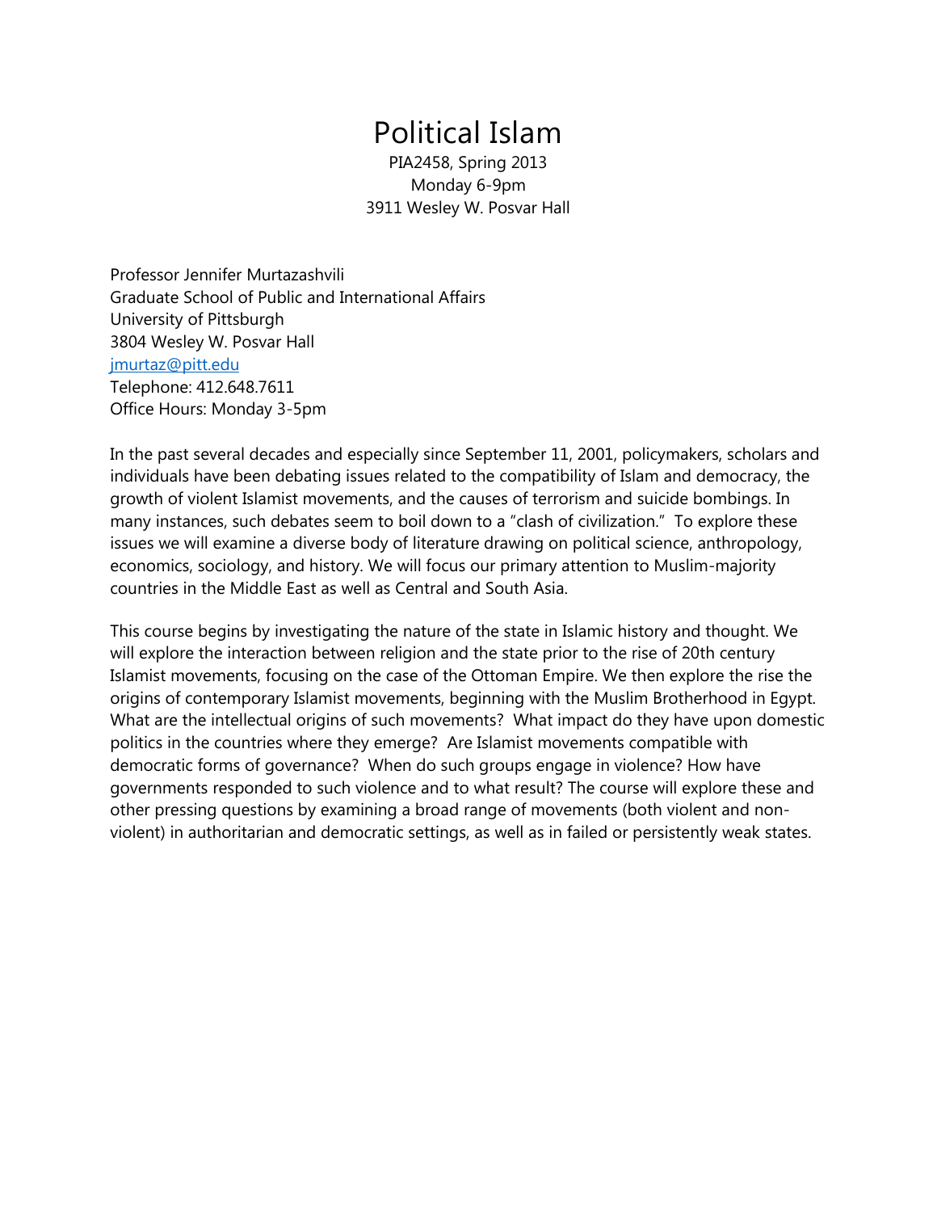# Political Islam

PIA2458, Spring 2013
Monday 6-9pm
3911 Wesley W. Posvar Hall

Professor Jennifer Murtazashvili
Graduate School of Public and International Affairs
University of Pittsburgh
3804 Wesley W. Posvar Hall
jmurtaz@pitt.edu
Telephone: 412.648.7611
Office Hours: Monday 3-5pm

In the past several decades and especially since September 11, 2001, policymakers, scholars and individuals have been debating issues related to the compatibility of Islam and democracy, the growth of violent Islamist movements, and the causes of terrorism and suicide bombings. In many instances, such debates seem to boil down to a "clash of civilization." To explore these issues we will examine a diverse body of literature drawing on political science, anthropology, economics, sociology, and history. We will focus our primary attention to Muslim-majority countries in the Middle East as well as Central and South Asia.

This course begins by investigating the nature of the state in Islamic history and thought. We will explore the interaction between religion and the state prior to the rise of 20th century Islamist movements, focusing on the case of the Ottoman Empire. We then explore the rise the origins of contemporary Islamist movements, beginning with the Muslim Brotherhood in Egypt. What are the intellectual origins of such movements? What impact do they have upon domestic politics in the countries where they emerge? Are Islamist movements compatible with democratic forms of governance? When do such groups engage in violence? How have governments responded to such violence and to what result? The course will explore these and other pressing questions by examining a broad range of movements (both violent and non-violent) in authoritarian and democratic settings, as well as in failed or persistently weak states.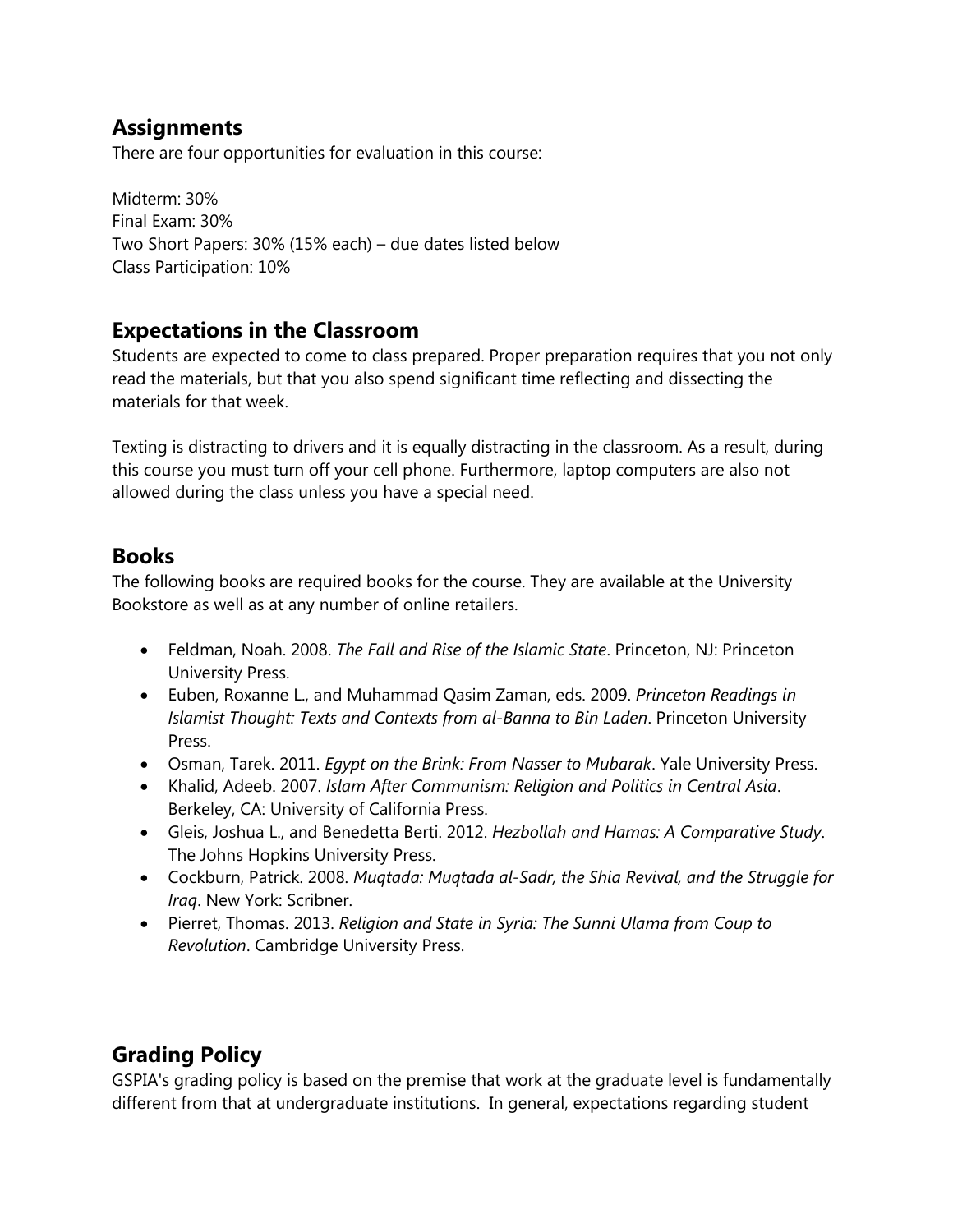## Assignments

There are four opportunities for evaluation in this course:

Midterm: 30%
Final Exam: 30%
Two Short Papers: 30% (15% each) – due dates listed below
Class Participation: 10%

## Expectations in the Classroom

Students are expected to come to class prepared. Proper preparation requires that you not only read the materials, but that you also spend significant time reflecting and dissecting the materials for that week.

Texting is distracting to drivers and it is equally distracting in the classroom. As a result, during this course you must turn off your cell phone. Furthermore, laptop computers are also not allowed during the class unless you have a special need.

## Books

The following books are required books for the course. They are available at the University Bookstore as well as at any number of online retailers.

- Feldman, Noah. 2008. *The Fall and Rise of the Islamic State*. Princeton, NJ: Princeton University Press.
- Euben, Roxanne L., and Muhammad Qasim Zaman, eds. 2009. *Princeton Readings in Islamist Thought: Texts and Contexts from al-Banna to Bin Laden*. Princeton University Press.
- Osman, Tarek. 2011. *Egypt on the Brink: From Nasser to Mubarak*. Yale University Press.
- Khalid, Adeeb. 2007. *Islam After Communism: Religion and Politics in Central Asia*. Berkeley, CA: University of California Press.
- Gleis, Joshua L., and Benedetta Berti. 2012. *Hezbollah and Hamas: A Comparative Study*. The Johns Hopkins University Press.
- Cockburn, Patrick. 2008. *Muqtada: Muqtada al-Sadr, the Shia Revival, and the Struggle for Iraq*. New York: Scribner.
- Pierret, Thomas. 2013. *Religion and State in Syria: The Sunni Ulama from Coup to Revolution*. Cambridge University Press.

## Grading Policy

GSPIA's grading policy is based on the premise that work at the graduate level is fundamentally different from that at undergraduate institutions. In general, expectations regarding student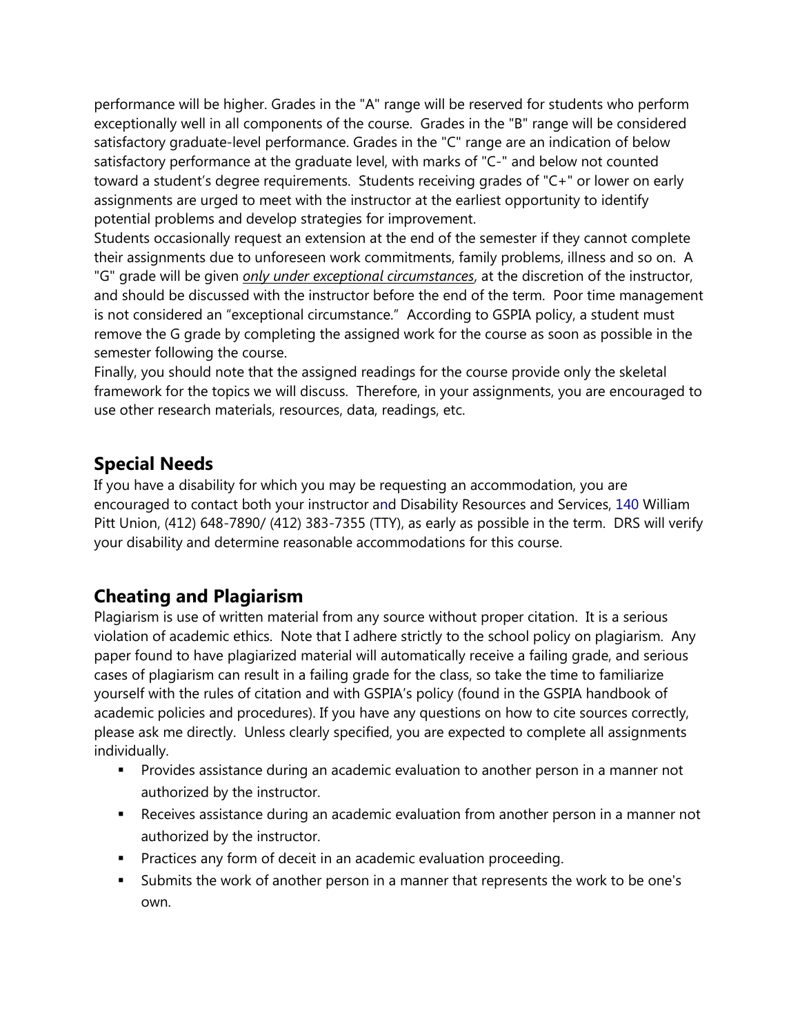performance will be higher. Grades in the "A" range will be reserved for students who perform exceptionally well in all components of the course. Grades in the "B" range will be considered satisfactory graduate-level performance. Grades in the "C" range are an indication of below satisfactory performance at the graduate level, with marks of "C-" and below not counted toward a student's degree requirements. Students receiving grades of "C+" or lower on early assignments are urged to meet with the instructor at the earliest opportunity to identify potential problems and develop strategies for improvement.

Students occasionally request an extension at the end of the semester if they cannot complete their assignments due to unforeseen work commitments, family problems, illness and so on. A "G" grade will be given ***only under exceptional circumstances***, at the discretion of the instructor, and should be discussed with the instructor before the end of the term. Poor time management is not considered an "exceptional circumstance." According to GSPIA policy, a student must remove the G grade by completing the assigned work for the course as soon as possible in the semester following the course.

Finally, you should note that the assigned readings for the course provide only the skeletal framework for the topics we will discuss. Therefore, in your assignments, you are encouraged to use other research materials, resources, data, readings, etc.

## Special Needs

If you have a disability for which you may be requesting an accommodation, you are encouraged to contact both your instructor and Disability Resources and Services, 140 William Pitt Union, (412) 648-7890/ (412) 383-7355 (TTY), as early as possible in the term. DRS will verify your disability and determine reasonable accommodations for this course.

## Cheating and Plagiarism

Plagiarism is use of written material from any source without proper citation. It is a serious violation of academic ethics. Note that I adhere strictly to the school policy on plagiarism. Any paper found to have plagiarized material will automatically receive a failing grade, and serious cases of plagiarism can result in a failing grade for the class, so take the time to familiarize yourself with the rules of citation and with GSPIA's policy (found in the GSPIA handbook of academic policies and procedures). If you have any questions on how to cite sources correctly, please ask me directly. Unless clearly specified, you are expected to complete all assignments individually.

- Provides assistance during an academic evaluation to another person in a manner not authorized by the instructor.
- Receives assistance during an academic evaluation from another person in a manner not authorized by the instructor.
- Practices any form of deceit in an academic evaluation proceeding.
- Submits the work of another person in a manner that represents the work to be one's own.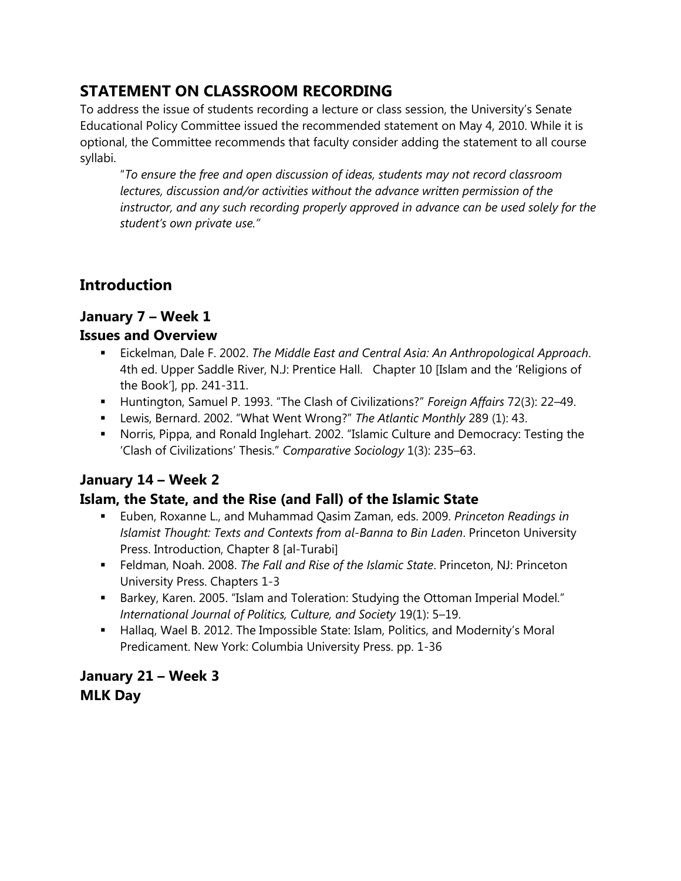## STATEMENT ON CLASSROOM RECORDING

To address the issue of students recording a lecture or class session, the University's Senate Educational Policy Committee issued the recommended statement on May 4, 2010. While it is optional, the Committee recommends that faculty consider adding the statement to all course syllabi.

> "*To ensure the free and open discussion of ideas, students may not record classroom lectures, discussion and/or activities without the advance written permission of the instructor, and any such recording properly approved in advance can be used solely for the student's own private use.*"

## Introduction

### January 7 – Week 1
### Issues and Overview

- Eickelman, Dale F. 2002. *The Middle East and Central Asia: An Anthropological Approach*. 4th ed. Upper Saddle River, N.J: Prentice Hall. Chapter 10 [Islam and the 'Religions of the Book'], pp. 241-311.
- Huntington, Samuel P. 1993. "The Clash of Civilizations?" *Foreign Affairs* 72(3): 22–49.
- Lewis, Bernard. 2002. "What Went Wrong?" *The Atlantic Monthly* 289 (1): 43.
- Norris, Pippa, and Ronald Inglehart. 2002. "Islamic Culture and Democracy: Testing the 'Clash of Civilizations' Thesis." *Comparative Sociology* 1(3): 235–63.

### January 14 – Week 2
### Islam, the State, and the Rise (and Fall) of the Islamic State

- Euben, Roxanne L., and Muhammad Qasim Zaman, eds. 2009. *Princeton Readings in Islamist Thought: Texts and Contexts from al-Banna to Bin Laden*. Princeton University Press. Introduction, Chapter 8 [al-Turabi]
- Feldman, Noah. 2008. *The Fall and Rise of the Islamic State*. Princeton, NJ: Princeton University Press. Chapters 1-3
- Barkey, Karen. 2005. "Islam and Toleration: Studying the Ottoman Imperial Model." *International Journal of Politics, Culture, and Society* 19(1): 5–19.
- Hallaq, Wael B. 2012. The Impossible State: Islam, Politics, and Modernity's Moral Predicament. New York: Columbia University Press. pp. 1-36

### January 21 – Week 3
### MLK Day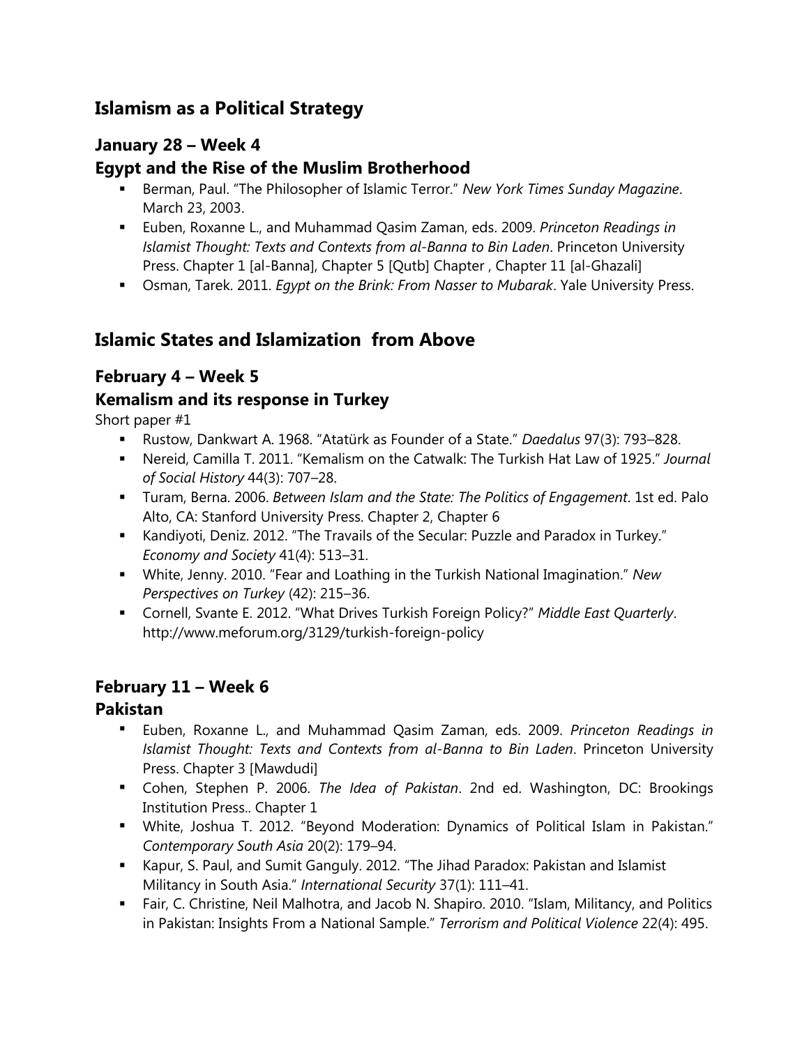## Islamism as a Political Strategy

### January 28 – Week 4

### Egypt and the Rise of the Muslim Brotherhood

- Berman, Paul. "The Philosopher of Islamic Terror." *New York Times Sunday Magazine*. March 23, 2003.
- Euben, Roxanne L., and Muhammad Qasim Zaman, eds. 2009. *Princeton Readings in Islamist Thought: Texts and Contexts from al-Banna to Bin Laden*. Princeton University Press. Chapter 1 [al-Banna], Chapter 5 [Qutb] Chapter , Chapter 11 [al-Ghazali]
- Osman, Tarek. 2011. *Egypt on the Brink: From Nasser to Mubarak*. Yale University Press.

## Islamic States and Islamization from Above

### February 4 – Week 5

### Kemalism and its response in Turkey

Short paper #1

- Rustow, Dankwart A. 1968. "Atatürk as Founder of a State." *Daedalus* 97(3): 793–828.
- Nereid, Camilla T. 2011. "Kemalism on the Catwalk: The Turkish Hat Law of 1925." *Journal of Social History* 44(3): 707–28.
- Turam, Berna. 2006. *Between Islam and the State: The Politics of Engagement*. 1st ed. Palo Alto, CA: Stanford University Press. Chapter 2, Chapter 6
- Kandiyoti, Deniz. 2012. "The Travails of the Secular: Puzzle and Paradox in Turkey." *Economy and Society* 41(4): 513–31.
- White, Jenny. 2010. "Fear and Loathing in the Turkish National Imagination." *New Perspectives on Turkey* (42): 215–36.
- Cornell, Svante E. 2012. "What Drives Turkish Foreign Policy?" *Middle East Quarterly*. http://www.meforum.org/3129/turkish-foreign-policy

### February 11 – Week 6

### Pakistan

- Euben, Roxanne L., and Muhammad Qasim Zaman, eds. 2009. *Princeton Readings in Islamist Thought: Texts and Contexts from al-Banna to Bin Laden*. Princeton University Press. Chapter 3 [Mawdudi]
- Cohen, Stephen P. 2006. *The Idea of Pakistan*. 2nd ed. Washington, DC: Brookings Institution Press.. Chapter 1
- White, Joshua T. 2012. "Beyond Moderation: Dynamics of Political Islam in Pakistan." *Contemporary South Asia* 20(2): 179–94.
- Kapur, S. Paul, and Sumit Ganguly. 2012. "The Jihad Paradox: Pakistan and Islamist Militancy in South Asia." *International Security* 37(1): 111–41.
- Fair, C. Christine, Neil Malhotra, and Jacob N. Shapiro. 2010. "Islam, Militancy, and Politics in Pakistan: Insights From a National Sample." *Terrorism and Political Violence* 22(4): 495.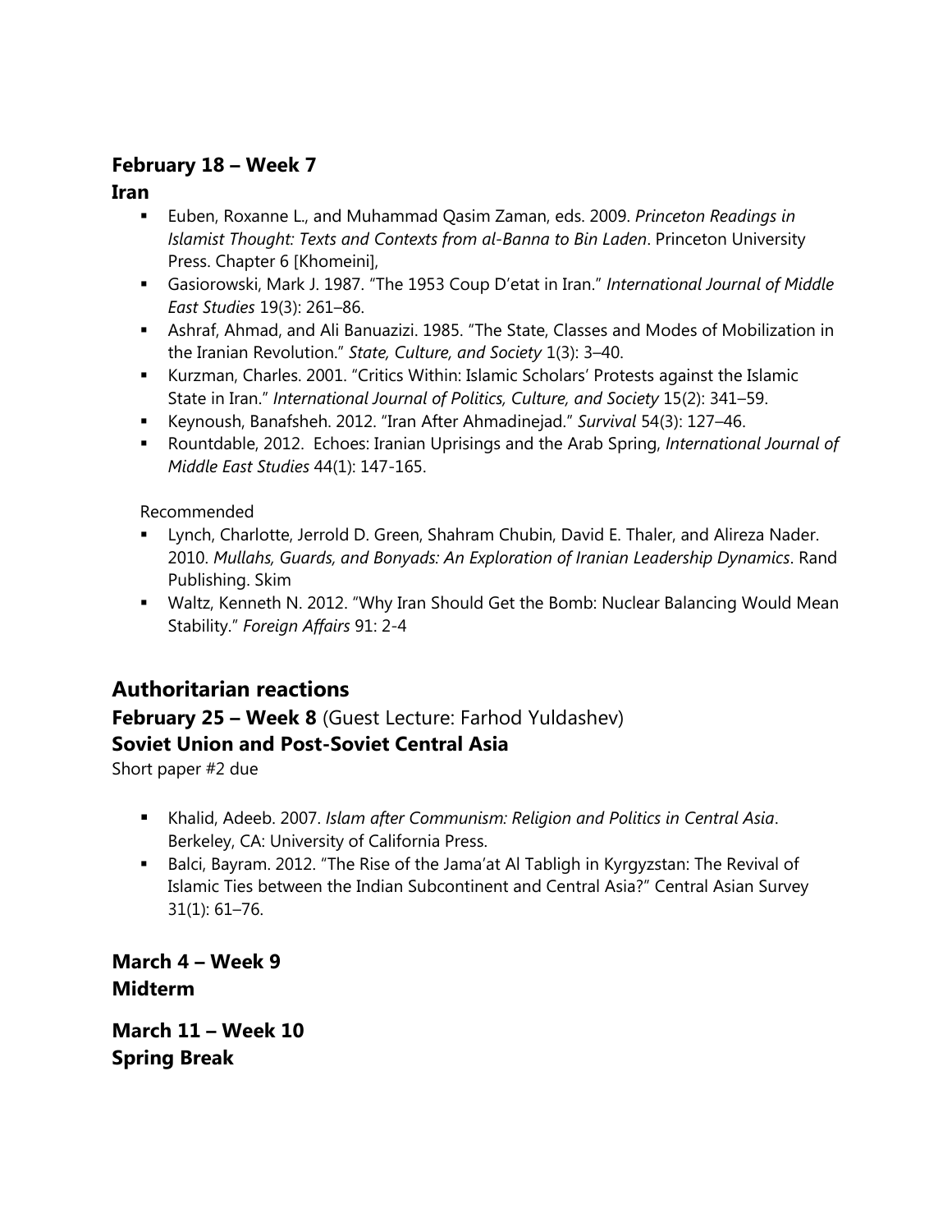### February 18 – Week 7

### Iran

- Euben, Roxanne L., and Muhammad Qasim Zaman, eds. 2009. *Princeton Readings in Islamist Thought: Texts and Contexts from al-Banna to Bin Laden*. Princeton University Press. Chapter 6 [Khomeini],
- Gasiorowski, Mark J. 1987. "The 1953 Coup D'etat in Iran." *International Journal of Middle East Studies* 19(3): 261–86.
- Ashraf, Ahmad, and Ali Banuazizi. 1985. "The State, Classes and Modes of Mobilization in the Iranian Revolution." *State, Culture, and Society* 1(3): 3–40.
- Kurzman, Charles. 2001. "Critics Within: Islamic Scholars' Protests against the Islamic State in Iran." *International Journal of Politics, Culture, and Society* 15(2): 341–59.
- Keynoush, Banafsheh. 2012. "Iran After Ahmadinejad." *Survival* 54(3): 127–46.
- Rountdable, 2012. Echoes: Iranian Uprisings and the Arab Spring, *International Journal of Middle East Studies* 44(1): 147-165.

Recommended

- Lynch, Charlotte, Jerrold D. Green, Shahram Chubin, David E. Thaler, and Alireza Nader. 2010. *Mullahs, Guards, and Bonyads: An Exploration of Iranian Leadership Dynamics*. Rand Publishing. Skim
- Waltz, Kenneth N. 2012. "Why Iran Should Get the Bomb: Nuclear Balancing Would Mean Stability." *Foreign Affairs* 91: 2-4

## Authoritarian reactions

### February 25 – Week 8 (Guest Lecture: Farhod Yuldashev)

### Soviet Union and Post-Soviet Central Asia

Short paper #2 due

- Khalid, Adeeb. 2007. *Islam after Communism: Religion and Politics in Central Asia*. Berkeley, CA: University of California Press.
- Balci, Bayram. 2012. "The Rise of the Jama'at Al Tabligh in Kyrgyzstan: The Revival of Islamic Ties between the Indian Subcontinent and Central Asia?" Central Asian Survey 31(1): 61–76.

### March 4 – Week 9

### Midterm

### March 11 – Week 10

### Spring Break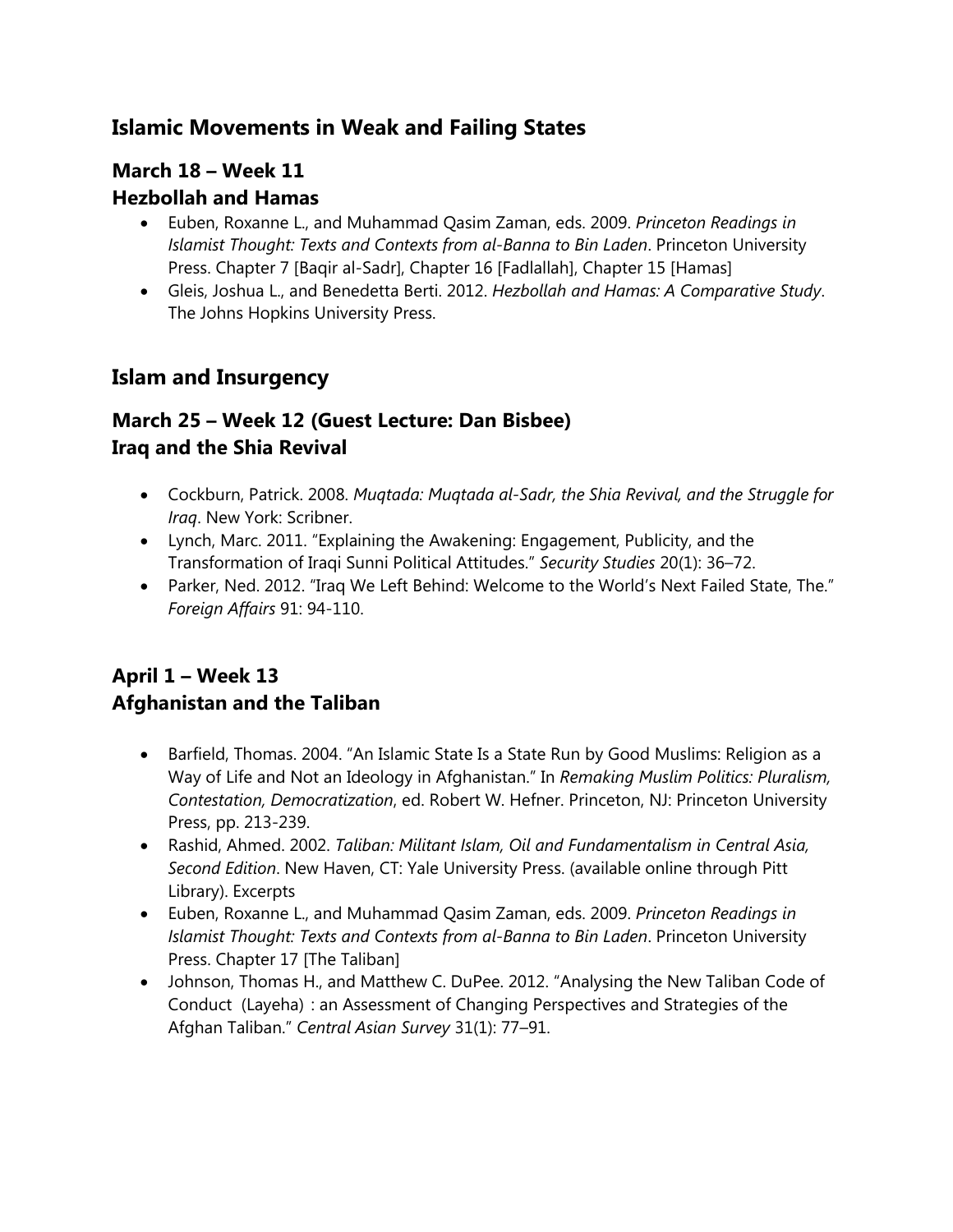## Islamic Movements in Weak and Failing States

### March 18 – Week 11
### Hezbollah and Hamas

- Euben, Roxanne L., and Muhammad Qasim Zaman, eds. 2009. *Princeton Readings in Islamist Thought: Texts and Contexts from al-Banna to Bin Laden*. Princeton University Press. Chapter 7 [Baqir al-Sadr], Chapter 16 [Fadlallah], Chapter 15 [Hamas]
- Gleis, Joshua L., and Benedetta Berti. 2012. *Hezbollah and Hamas: A Comparative Study*. The Johns Hopkins University Press.

## Islam and Insurgency

### March 25 – Week 12 (Guest Lecture: Dan Bisbee)
### Iraq and the Shia Revival

- Cockburn, Patrick. 2008. *Muqtada: Muqtada al-Sadr, the Shia Revival, and the Struggle for Iraq*. New York: Scribner.
- Lynch, Marc. 2011. "Explaining the Awakening: Engagement, Publicity, and the Transformation of Iraqi Sunni Political Attitudes." *Security Studies* 20(1): 36–72.
- Parker, Ned. 2012. "Iraq We Left Behind: Welcome to the World's Next Failed State, The." *Foreign Affairs* 91: 94-110.

### April 1 – Week 13
### Afghanistan and the Taliban

- Barfield, Thomas. 2004. "An Islamic State Is a State Run by Good Muslims: Religion as a Way of Life and Not an Ideology in Afghanistan." In *Remaking Muslim Politics: Pluralism, Contestation, Democratization*, ed. Robert W. Hefner. Princeton, NJ: Princeton University Press, pp. 213-239.
- Rashid, Ahmed. 2002. *Taliban: Militant Islam, Oil and Fundamentalism in Central Asia, Second Edition*. New Haven, CT: Yale University Press. (available online through Pitt Library). Excerpts
- Euben, Roxanne L., and Muhammad Qasim Zaman, eds. 2009. *Princeton Readings in Islamist Thought: Texts and Contexts from al-Banna to Bin Laden*. Princeton University Press. Chapter 17 [The Taliban]
- Johnson, Thomas H., and Matthew C. DuPee. 2012. "Analysing the New Taliban Code of Conduct (Layeha) : an Assessment of Changing Perspectives and Strategies of the Afghan Taliban." *Central Asian Survey* 31(1): 77–91.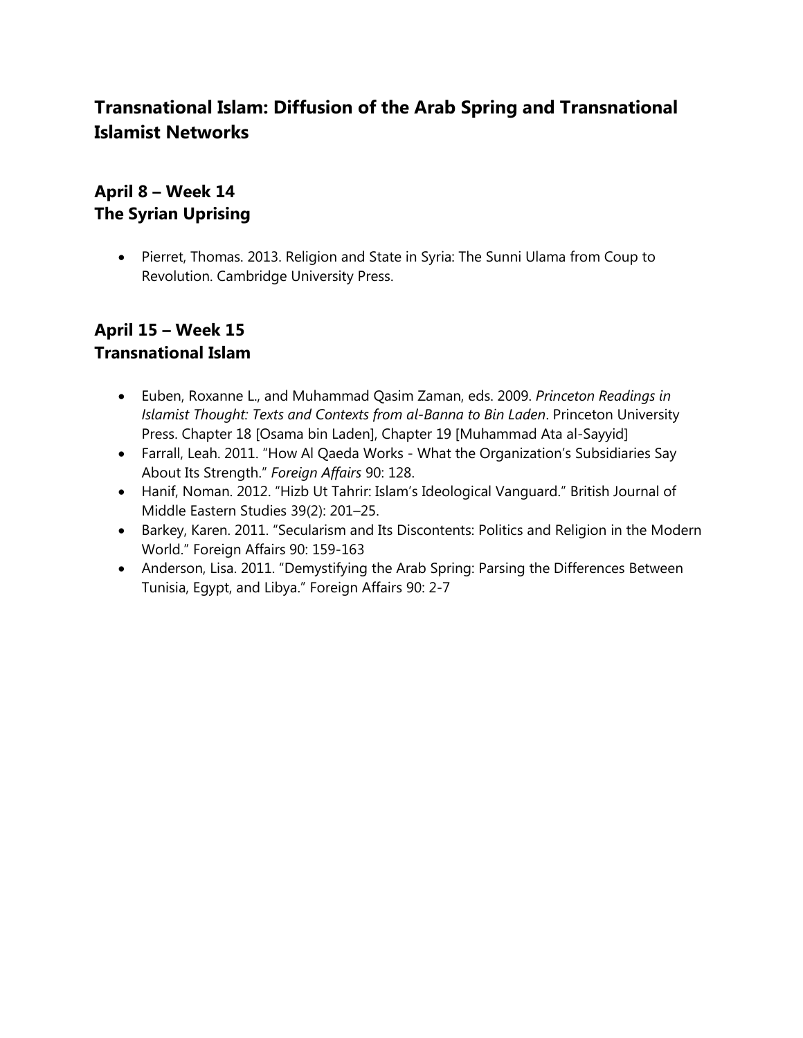## Transnational Islam: Diffusion of the Arab Spring and Transnational Islamist Networks

### April 8 – Week 14
### The Syrian Uprising

- Pierret, Thomas. 2013. Religion and State in Syria: The Sunni Ulama from Coup to Revolution. Cambridge University Press.

### April 15 – Week 15
### Transnational Islam

- Euben, Roxanne L., and Muhammad Qasim Zaman, eds. 2009. *Princeton Readings in Islamist Thought: Texts and Contexts from al-Banna to Bin Laden*. Princeton University Press. Chapter 18 [Osama bin Laden], Chapter 19 [Muhammad Ata al-Sayyid]
- Farrall, Leah. 2011. "How Al Qaeda Works - What the Organization's Subsidiaries Say About Its Strength." *Foreign Affairs* 90: 128.
- Hanif, Noman. 2012. "Hizb Ut Tahrir: Islam's Ideological Vanguard." British Journal of Middle Eastern Studies 39(2): 201–25.
- Barkey, Karen. 2011. "Secularism and Its Discontents: Politics and Religion in the Modern World." Foreign Affairs 90: 159-163
- Anderson, Lisa. 2011. "Demystifying the Arab Spring: Parsing the Differences Between Tunisia, Egypt, and Libya." Foreign Affairs 90: 2-7